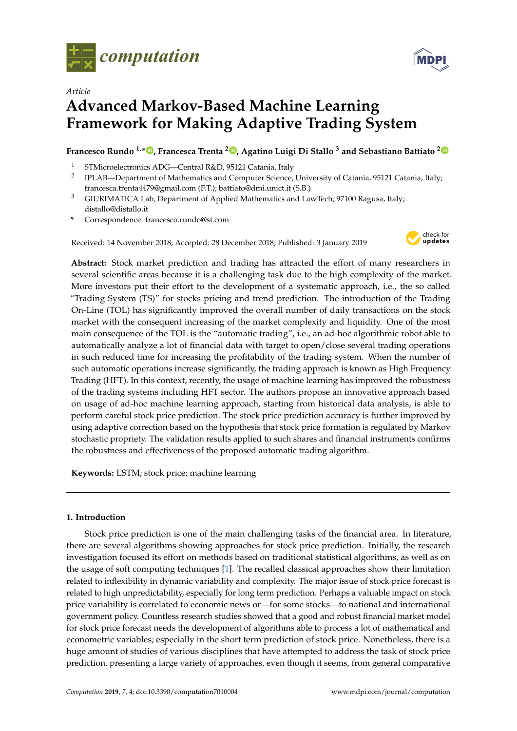*computation*

Article

# Advanced Markov-Based Machine Learning Framework for Making Adaptive Trading System

**Francesco Rundo [1,*], Francesca Trenta [2], Agatino Luigi Di Stallo [3] and Sebastiano Battiato [2]**

1 STMicroelectronics ADG—Central R&D, 95121 Catania, Italy
2 IPLAB—Department of Mathematics and Computer Science, University of Catania, 95121 Catania, Italy; francesca.trenta4479@gmail.com (F.T.); battiato@dmi.unict.it (S.B.)
3 GIURIMATICA Lab, Department of Applied Mathematics and LawTech; 97100 Ragusa, Italy; distallo@distallo.it
* Correspondence: francesco.rundo@st.com

Received: 14 November 2018; Accepted: 28 December 2018; Published: 3 January 2019

**Abstract:** Stock market prediction and trading has attracted the effort of many researchers in several scientific areas because it is a challenging task due to the high complexity of the market. More investors put their effort to the development of a systematic approach, i.e., the so called "Trading System (TS)" for stocks pricing and trend prediction. The introduction of the Trading On-Line (TOL) has significantly improved the overall number of daily transactions on the stock market with the consequent increasing of the market complexity and liquidity. One of the most main consequence of the TOL is the "automatic trading", i.e., an ad-hoc algorithmic robot able to automatically analyze a lot of financial data with target to open/close several trading operations in such reduced time for increasing the profitability of the trading system. When the number of such automatic operations increase significantly, the trading approach is known as High Frequency Trading (HFT). In this context, recently, the usage of machine learning has improved the robustness of the trading systems including HFT sector. The authors propose an innovative approach based on usage of ad-hoc machine learning approach, starting from historical data analysis, is able to perform careful stock price prediction. The stock price prediction accuracy is further improved by using adaptive correction based on the hypothesis that stock price formation is regulated by Markov stochastic propriety. The validation results applied to such shares and financial instruments confirms the robustness and effectiveness of the proposed automatic trading algorithm.

**Keywords:** LSTM; stock price; machine learning

## 1. Introduction

Stock price prediction is one of the main challenging tasks of the financial area. In literature, there are several algorithms showing approaches for stock price prediction. Initially, the research investigation focused its effort on methods based on traditional statistical algorithms, as well as on the usage of soft computing techniques [1]. The recalled classical approaches show their limitation related to inflexibility in dynamic variability and complexity. The major issue of stock price forecast is related to high unpredictability, especially for long term prediction. Perhaps a valuable impact on stock price variability is correlated to economic news or—for some stocks—to national and international government policy. Countless research studies showed that a good and robust financial market model for stock price forecast needs the development of algorithms able to process a lot of mathematical and econometric variables; especially in the short term prediction of stock price. Nonetheless, there is a huge amount of studies of various disciplines that have attempted to address the task of stock price prediction, presenting a large variety of approaches, even though it seems, from general comparative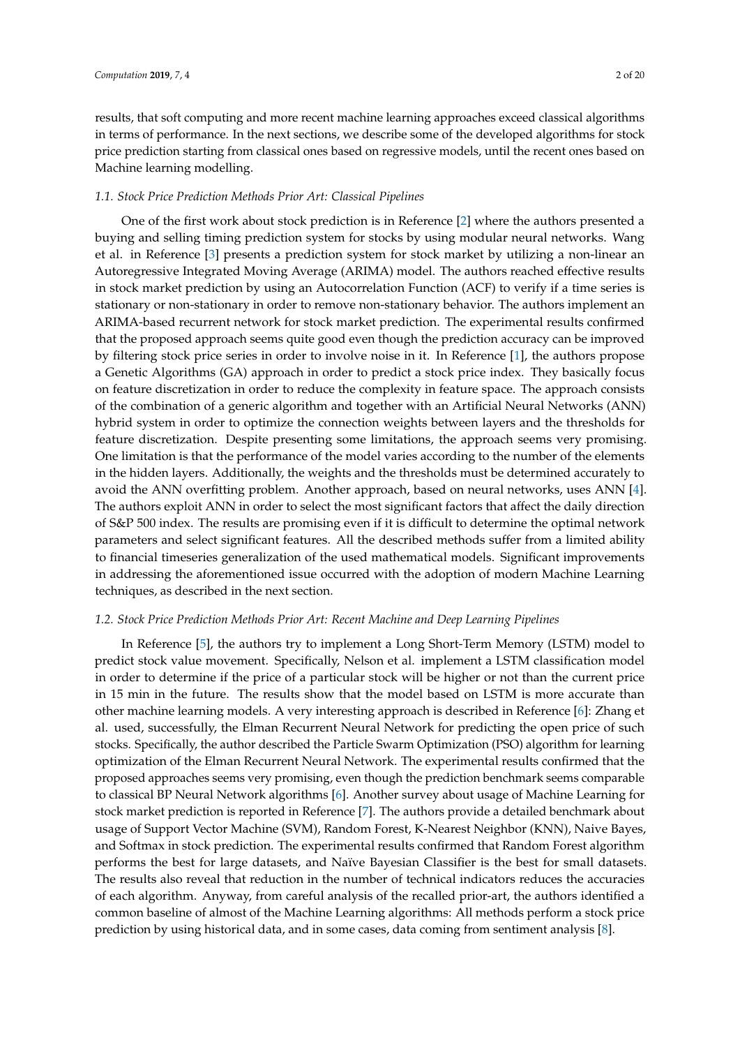results, that soft computing and more recent machine learning approaches exceed classical algorithms in terms of performance. In the next sections, we describe some of the developed algorithms for stock price prediction starting from classical ones based on regressive models, until the recent ones based on Machine learning modelling.

### *1.1. Stock Price Prediction Methods Prior Art: Classical Pipelines*

One of the first work about stock prediction is in Reference [2] where the authors presented a buying and selling timing prediction system for stocks by using modular neural networks. Wang et al. in Reference [3] presents a prediction system for stock market by utilizing a non-linear an Autoregressive Integrated Moving Average (ARIMA) model. The authors reached effective results in stock market prediction by using an Autocorrelation Function (ACF) to verify if a time series is stationary or non-stationary in order to remove non-stationary behavior. The authors implement an ARIMA-based recurrent network for stock market prediction. The experimental results confirmed that the proposed approach seems quite good even though the prediction accuracy can be improved by filtering stock price series in order to involve noise in it. In Reference [1], the authors propose a Genetic Algorithms (GA) approach in order to predict a stock price index. They basically focus on feature discretization in order to reduce the complexity in feature space. The approach consists of the combination of a generic algorithm and together with an Artificial Neural Networks (ANN) hybrid system in order to optimize the connection weights between layers and the thresholds for feature discretization. Despite presenting some limitations, the approach seems very promising. One limitation is that the performance of the model varies according to the number of the elements in the hidden layers. Additionally, the weights and the thresholds must be determined accurately to avoid the ANN overfitting problem. Another approach, based on neural networks, uses ANN [4]. The authors exploit ANN in order to select the most significant factors that affect the daily direction of S&P 500 index. The results are promising even if it is difficult to determine the optimal network parameters and select significant features. All the described methods suffer from a limited ability to financial timeseries generalization of the used mathematical models. Significant improvements in addressing the aforementioned issue occurred with the adoption of modern Machine Learning techniques, as described in the next section.

### *1.2. Stock Price Prediction Methods Prior Art: Recent Machine and Deep Learning Pipelines*

In Reference [5], the authors try to implement a Long Short-Term Memory (LSTM) model to predict stock value movement. Specifically, Nelson et al. implement a LSTM classification model in order to determine if the price of a particular stock will be higher or not than the current price in 15 min in the future. The results show that the model based on LSTM is more accurate than other machine learning models. A very interesting approach is described in Reference [6]: Zhang et al. used, successfully, the Elman Recurrent Neural Network for predicting the open price of such stocks. Specifically, the author described the Particle Swarm Optimization (PSO) algorithm for learning optimization of the Elman Recurrent Neural Network. The experimental results confirmed that the proposed approaches seems very promising, even though the prediction benchmark seems comparable to classical BP Neural Network algorithms [6]. Another survey about usage of Machine Learning for stock market prediction is reported in Reference [7]. The authors provide a detailed benchmark about usage of Support Vector Machine (SVM), Random Forest, K-Nearest Neighbor (KNN), Naive Bayes, and Softmax in stock prediction. The experimental results confirmed that Random Forest algorithm performs the best for large datasets, and Naïve Bayesian Classifier is the best for small datasets. The results also reveal that reduction in the number of technical indicators reduces the accuracies of each algorithm. Anyway, from careful analysis of the recalled prior-art, the authors identified a common baseline of almost of the Machine Learning algorithms: All methods perform a stock price prediction by using historical data, and in some cases, data coming from sentiment analysis [8].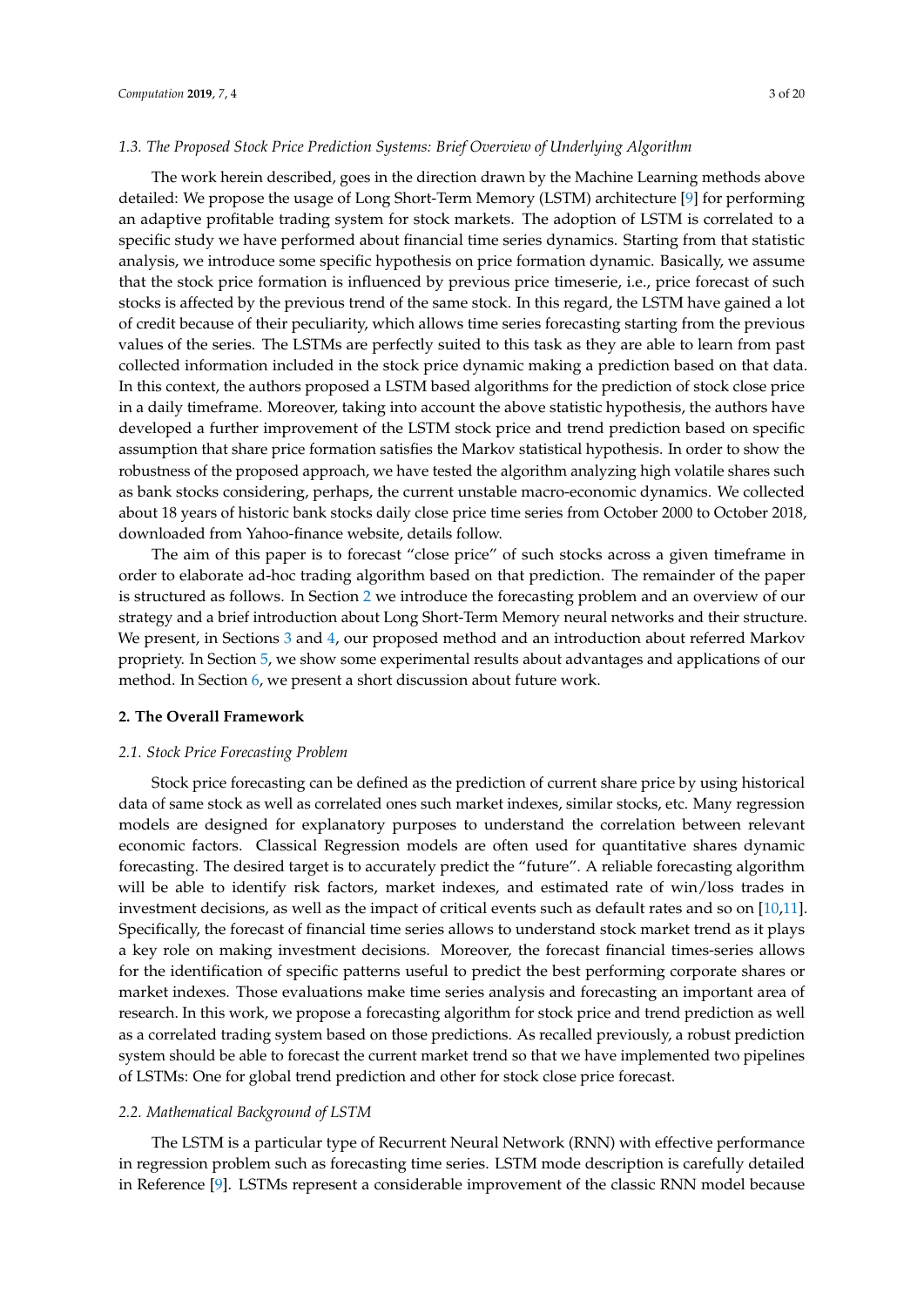### 1.3. The Proposed Stock Price Prediction Systems: Brief Overview of Underlying Algorithm

The work herein described, goes in the direction drawn by the Machine Learning methods above detailed: We propose the usage of Long Short-Term Memory (LSTM) architecture [9] for performing an adaptive profitable trading system for stock markets. The adoption of LSTM is correlated to a specific study we have performed about financial time series dynamics. Starting from that statistic analysis, we introduce some specific hypothesis on price formation dynamic. Basically, we assume that the stock price formation is influenced by previous price timeserie, i.e., price forecast of such stocks is affected by the previous trend of the same stock. In this regard, the LSTM have gained a lot of credit because of their peculiarity, which allows time series forecasting starting from the previous values of the series. The LSTMs are perfectly suited to this task as they are able to learn from past collected information included in the stock price dynamic making a prediction based on that data. In this context, the authors proposed a LSTM based algorithms for the prediction of stock close price in a daily timeframe. Moreover, taking into account the above statistic hypothesis, the authors have developed a further improvement of the LSTM stock price and trend prediction based on specific assumption that share price formation satisfies the Markov statistical hypothesis. In order to show the robustness of the proposed approach, we have tested the algorithm analyzing high volatile shares such as bank stocks considering, perhaps, the current unstable macro-economic dynamics. We collected about 18 years of historic bank stocks daily close price time series from October 2000 to October 2018, downloaded from Yahoo-finance website, details follow.

The aim of this paper is to forecast "close price" of such stocks across a given timeframe in order to elaborate ad-hoc trading algorithm based on that prediction. The remainder of the paper is structured as follows. In Section 2 we introduce the forecasting problem and an overview of our strategy and a brief introduction about Long Short-Term Memory neural networks and their structure. We present, in Sections 3 and 4, our proposed method and an introduction about referred Markov propriety. In Section 5, we show some experimental results about advantages and applications of our method. In Section 6, we present a short discussion about future work.

## 2. The Overall Framework

### 2.1. Stock Price Forecasting Problem

Stock price forecasting can be defined as the prediction of current share price by using historical data of same stock as well as correlated ones such market indexes, similar stocks, etc. Many regression models are designed for explanatory purposes to understand the correlation between relevant economic factors. Classical Regression models are often used for quantitative shares dynamic forecasting. The desired target is to accurately predict the "future". A reliable forecasting algorithm will be able to identify risk factors, market indexes, and estimated rate of win/loss trades in investment decisions, as well as the impact of critical events such as default rates and so on [10,11]. Specifically, the forecast of financial time series allows to understand stock market trend as it plays a key role on making investment decisions. Moreover, the forecast financial times-series allows for the identification of specific patterns useful to predict the best performing corporate shares or market indexes. Those evaluations make time series analysis and forecasting an important area of research. In this work, we propose a forecasting algorithm for stock price and trend prediction as well as a correlated trading system based on those predictions. As recalled previously, a robust prediction system should be able to forecast the current market trend so that we have implemented two pipelines of LSTMs: One for global trend prediction and other for stock close price forecast.

### 2.2. Mathematical Background of LSTM

The LSTM is a particular type of Recurrent Neural Network (RNN) with effective performance in regression problem such as forecasting time series. LSTM mode description is carefully detailed in Reference [9]. LSTMs represent a considerable improvement of the classic RNN model because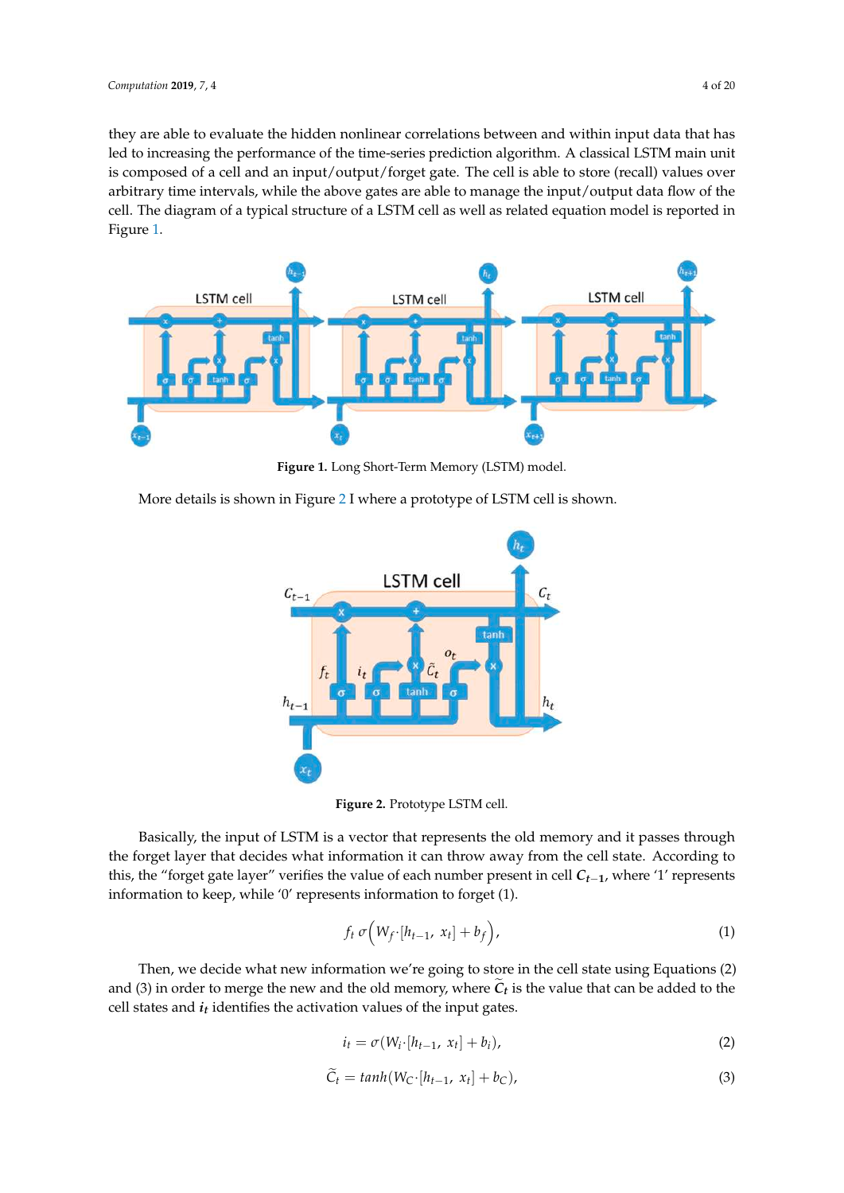they are able to evaluate the hidden nonlinear correlations between and within input data that has led to increasing the performance of the time-series prediction algorithm. A classical LSTM main unit is composed of a cell and an input/output/forget gate. The cell is able to store (recall) values over arbitrary time intervals, while the above gates are able to manage the input/output data flow of the cell. The diagram of a typical structure of a LSTM cell as well as related equation model is reported in Figure 1.

**Figure 1.** Long Short-Term Memory (LSTM) model.

More details is shown in Figure 2 I where a prototype of LSTM cell is shown.

**Figure 2.** Prototype LSTM cell.

Basically, the input of LSTM is a vector that represents the old memory and it passes through the forget layer that decides what information it can throw away from the cell state. According to this, the "forget gate layer" verifies the value of each number present in cell $\boldsymbol{C_{t-1}}$, where '1' represents information to keep, while '0' represents information to forget (1).

$$f_t\, \sigma\left(W_f \cdot [h_{t-1},\ x_t] + b_f\right), \tag{1}$$

Then, we decide what new information we're going to store in the cell state using Equations (2) and (3) in order to merge the new and the old memory, where $\boldsymbol{\widetilde{C}_t}$ is the value that can be added to the cell states and $\boldsymbol{i_t}$ identifies the activation values of the input gates.

$$i_t = \sigma(W_i \cdot [h_{t-1},\ x_t] + b_i), \tag{2}$$

$$\widetilde{C}_t = tanh(W_C \cdot [h_{t-1},\ x_t] + b_C), \tag{3}$$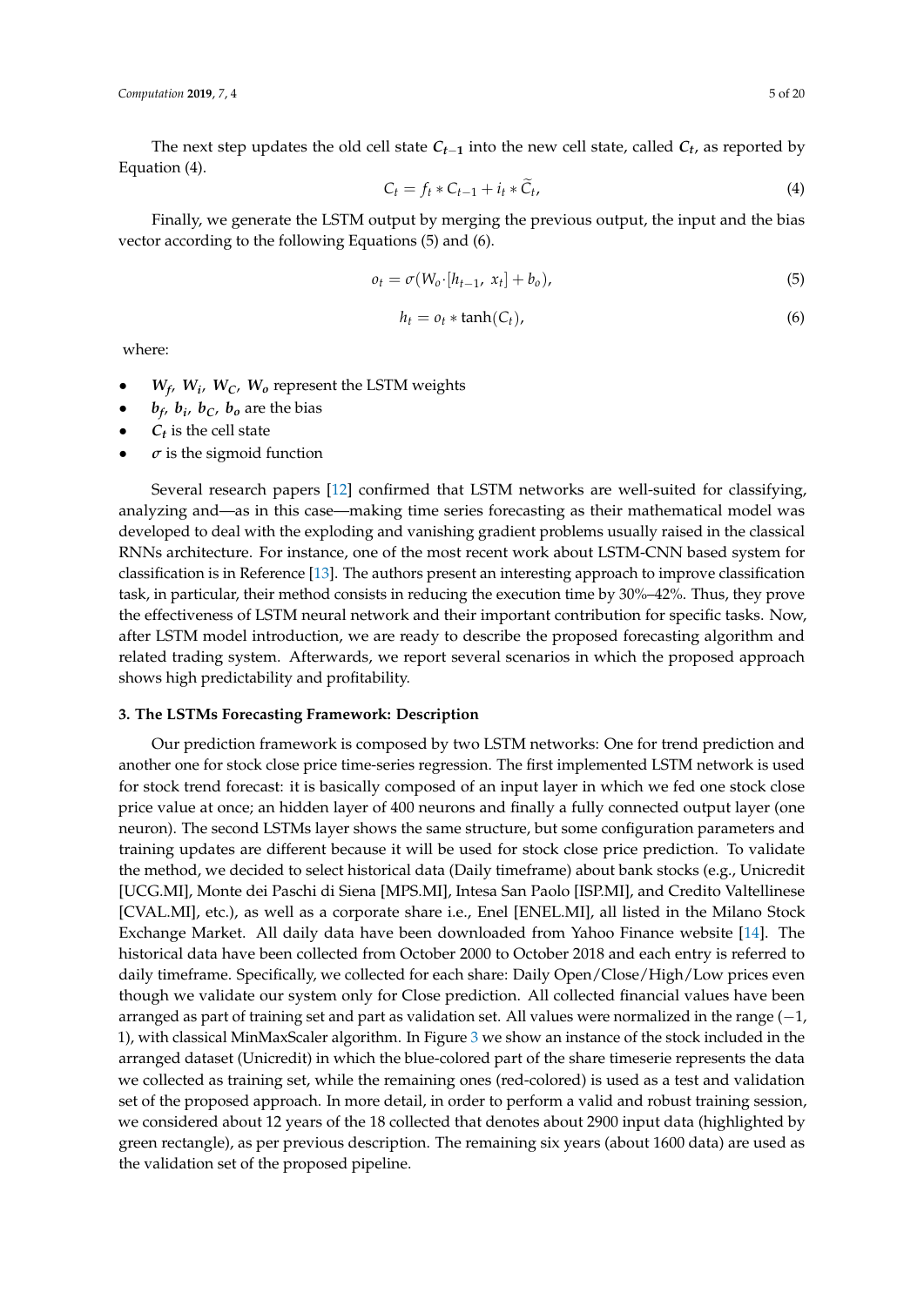The next step updates the old cell state $\boldsymbol{C_{t-1}}$ into the new cell state, called $\boldsymbol{C_t}$, as reported by Equation (4).

$$C_t = f_t * C_{t-1} + i_t * \widetilde{C}_t, \tag{4}$$

Finally, we generate the LSTM output by merging the previous output, the input and the bias vector according to the following Equations (5) and (6).

$$o_t = \sigma(W_o \cdot [h_{t-1},\ x_t] + b_o), \tag{5}$$

$$h_t = o_t * \tanh(C_t), \tag{6}$$

where:

- $\boldsymbol{W_f}$, $\boldsymbol{W_i}$, $\boldsymbol{W_C}$, $\boldsymbol{W_o}$ represent the LSTM weights
- $\boldsymbol{b_f}$, $\boldsymbol{b_i}$, $\boldsymbol{b_C}$, $\boldsymbol{b_o}$ are the bias
- $\boldsymbol{C_t}$ is the cell state
- $\boldsymbol{\sigma}$ is the sigmoid function

Several research papers [12] confirmed that LSTM networks are well-suited for classifying, analyzing and—as in this case—making time series forecasting as their mathematical model was developed to deal with the exploding and vanishing gradient problems usually raised in the classical RNNs architecture. For instance, one of the most recent work about LSTM-CNN based system for classification is in Reference [13]. The authors present an interesting approach to improve classification task, in particular, their method consists in reducing the execution time by 30%–42%. Thus, they prove the effectiveness of LSTM neural network and their important contribution for specific tasks. Now, after LSTM model introduction, we are ready to describe the proposed forecasting algorithm and related trading system. Afterwards, we report several scenarios in which the proposed approach shows high predictability and profitability.

## 3. The LSTMs Forecasting Framework: Description

Our prediction framework is composed by two LSTM networks: One for trend prediction and another one for stock close price time-series regression. The first implemented LSTM network is used for stock trend forecast: it is basically composed of an input layer in which we fed one stock close price value at once; an hidden layer of 400 neurons and finally a fully connected output layer (one neuron). The second LSTMs layer shows the same structure, but some configuration parameters and training updates are different because it will be used for stock close price prediction. To validate the method, we decided to select historical data (Daily timeframe) about bank stocks (e.g., Unicredit [UCG.MI], Monte dei Paschi di Siena [MPS.MI], Intesa San Paolo [ISP.MI], and Credito Valtellinese [CVAL.MI], etc.), as well as a corporate share i.e., Enel [ENEL.MI], all listed in the Milano Stock Exchange Market. All daily data have been downloaded from Yahoo Finance website [14]. The historical data have been collected from October 2000 to October 2018 and each entry is referred to daily timeframe. Specifically, we collected for each share: Daily Open/Close/High/Low prices even though we validate our system only for Close prediction. All collected financial values have been arranged as part of training set and part as validation set. All values were normalized in the range (−1, 1), with classical MinMaxScaler algorithm. In Figure 3 we show an instance of the stock included in the arranged dataset (Unicredit) in which the blue-colored part of the share timeserie represents the data we collected as training set, while the remaining ones (red-colored) is used as a test and validation set of the proposed approach. In more detail, in order to perform a valid and robust training session, we considered about 12 years of the 18 collected that denotes about 2900 input data (highlighted by green rectangle), as per previous description. The remaining six years (about 1600 data) are used as the validation set of the proposed pipeline.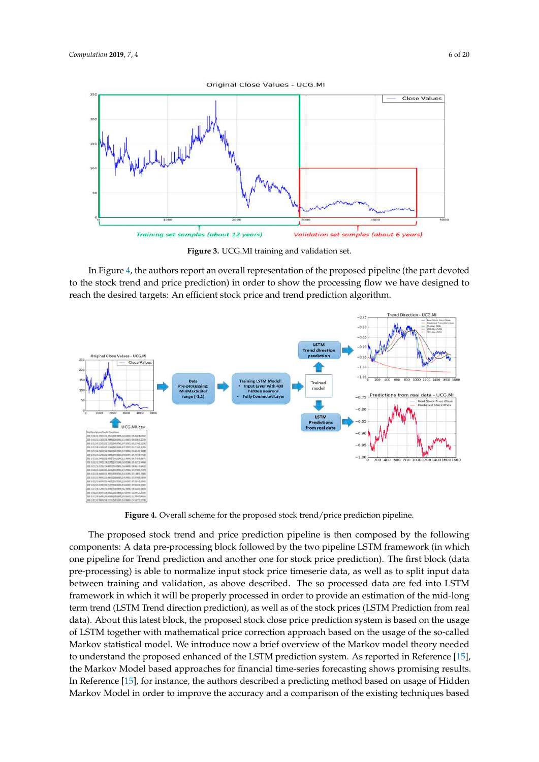**Figure 3.** UCG.MI training and validation set.

In Figure 4, the authors report an overall representation of the proposed pipeline (the part devoted to the stock trend and price prediction) in order to show the processing flow we have designed to reach the desired targets: An efficient stock price and trend prediction algorithm.

**Figure 4.** Overall scheme for the proposed stock trend/price prediction pipeline.

The proposed stock trend and price prediction pipeline is then composed by the following components: A data pre-processing block followed by the two pipeline LSTM framework (in which one pipeline for Trend prediction and another one for stock price prediction). The first block (data pre-processing) is able to normalize input stock price timeserie data, as well as to split input data between training and validation, as above described. The so processed data are fed into LSTM framework in which it will be properly processed in order to provide an estimation of the mid-long term trend (LSTM Trend direction prediction), as well as of the stock prices (LSTM Prediction from real data). About this latest block, the proposed stock close price prediction system is based on the usage of LSTM together with mathematical price correction approach based on the usage of the so-called Markov statistical model. We introduce now a brief overview of the Markov model theory needed to understand the proposed enhanced of the LSTM prediction system. As reported in Reference [15], the Markov Model based approaches for financial time-series forecasting shows promising results. In Reference [15], for instance, the authors described a predicting method based on usage of Hidden Markov Model in order to improve the accuracy and a comparison of the existing techniques based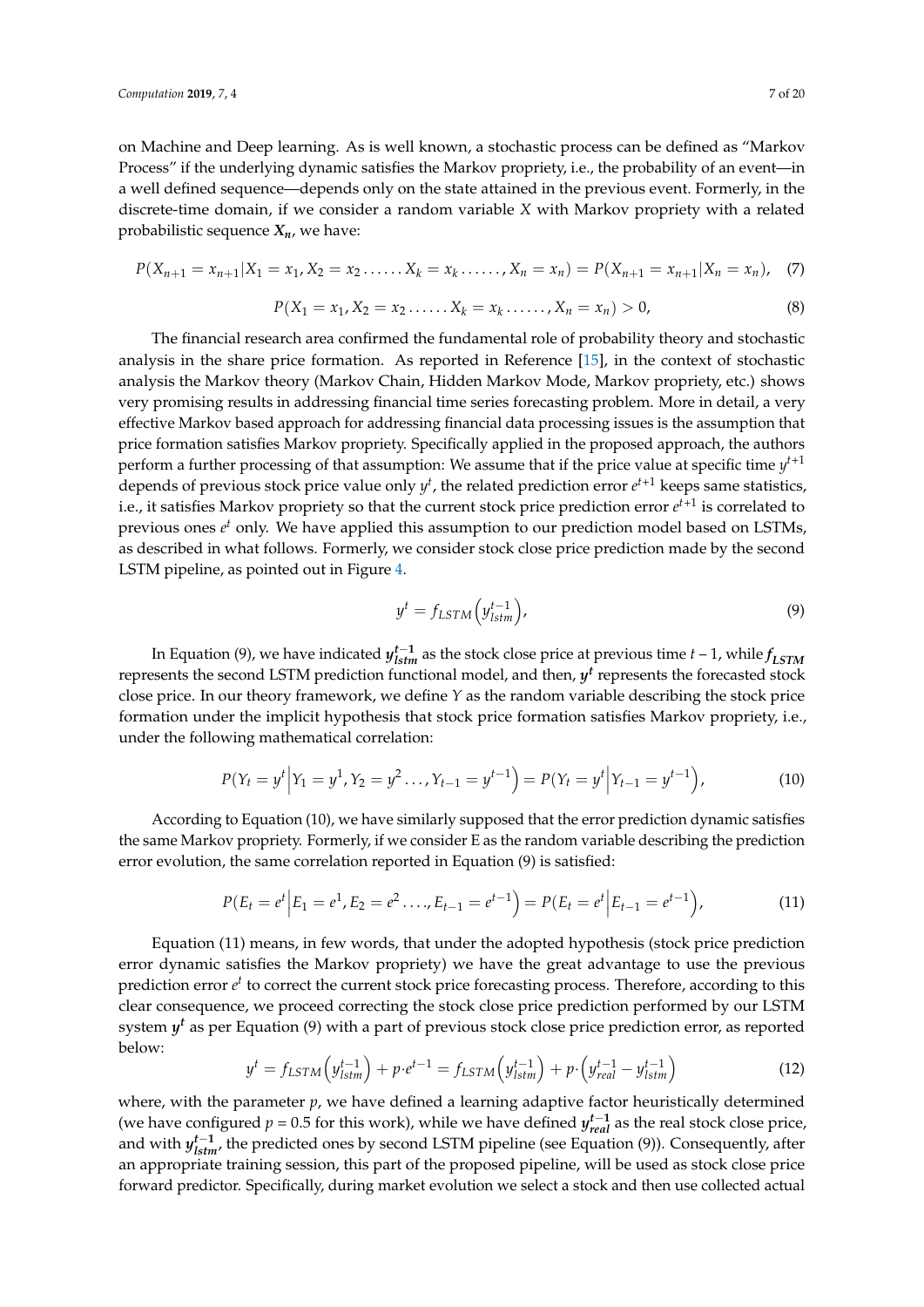on Machine and Deep learning. As is well known, a stochastic process can be defined as "Markov Process" if the underlying dynamic satisfies the Markov propriety, i.e., the probability of an event—in a well defined sequence—depends only on the state attained in the previous event. Formerly, in the discrete-time domain, if we consider a random variable $X$ with Markov propriety with a related probabilistic sequence $\boldsymbol{X_n}$, we have:

$$P(X_{n+1} = x_{n+1} | X_1 = x_1, X_2 = x_2 \ldots\ldots X_k = x_k \ldots\ldots, X_n = x_n) = P(X_{n+1} = x_{n+1} | X_n = x_n), \quad (7)$$

$$P(X_1 = x_1, X_2 = x_2 \ldots\ldots X_k = x_k \ldots\ldots, X_n = x_n) > 0, \quad (8)$$

The financial research area confirmed the fundamental role of probability theory and stochastic analysis in the share price formation. As reported in Reference [15], in the context of stochastic analysis the Markov theory (Markov Chain, Hidden Markov Mode, Markov propriety, etc.) shows very promising results in addressing financial time series forecasting problem. More in detail, a very effective Markov based approach for addressing financial data processing issues is the assumption that price formation satisfies Markov propriety. Specifically applied in the proposed approach, the authors perform a further processing of that assumption: We assume that if the price value at specific time $y^{t+1}$ depends of previous stock price value only $y^t$, the related prediction error $e^{t+1}$ keeps same statistics, i.e., it satisfies Markov propriety so that the current stock price prediction error $e^{t+1}$ is correlated to previous ones $e^t$ only. We have applied this assumption to our prediction model based on LSTMs, as described in what follows. Formerly, we consider stock close price prediction made by the second LSTM pipeline, as pointed out in Figure 4.

$$y^t = f_{LSTM}\left(y_{lstm}^{t-1}\right), \quad (9)$$

In Equation (9), we have indicated $\boldsymbol{y_{lstm}^{t-1}}$ as the stock close price at previous time $t-1$, while $\boldsymbol{f_{LSTM}}$ represents the second LSTM prediction functional model, and then, $\boldsymbol{y^t}$ represents the forecasted stock close price. In our theory framework, we define $Y$ as the random variable describing the stock price formation under the implicit hypothesis that stock price formation satisfies Markov propriety, i.e., under the following mathematical correlation:

$$P\left(Y_t = y^t \middle| Y_1 = y^1, Y_2 = y^2 \ldots, Y_{t-1} = y^{t-1}\right) = P\left(Y_t = y^t \middle| Y_{t-1} = y^{t-1}\right), \quad (10)$$

According to Equation (10), we have similarly supposed that the error prediction dynamic satisfies the same Markov propriety. Formerly, if we consider E as the random variable describing the prediction error evolution, the same correlation reported in Equation (9) is satisfied:

$$P\left(E_t = e^t \middle| E_1 = e^1, E_2 = e^2 \ldots, E_{t-1} = e^{t-1}\right) = P\left(E_t = e^t \middle| E_{t-1} = e^{t-1}\right), \quad (11)$$

Equation (11) means, in few words, that under the adopted hypothesis (stock price prediction error dynamic satisfies the Markov propriety) we have the great advantage to use the previous prediction error $e^t$ to correct the current stock price forecasting process. Therefore, according to this clear consequence, we proceed correcting the stock close price prediction performed by our LSTM system $\boldsymbol{y^t}$ as per Equation (9) with a part of previous stock close price prediction error, as reported below:

$$y^t = f_{LSTM}\left(y_{lstm}^{t-1}\right) + p \cdot e^{t-1} = f_{LSTM}\left(y_{lstm}^{t-1}\right) + p \cdot \left(y_{real}^{t-1} - y_{lstm}^{t-1}\right) \quad (12)$$

where, with the parameter $p$, we have defined a learning adaptive factor heuristically determined (we have configured $p = 0.5$ for this work), while we have defined $\boldsymbol{y_{real}^{t-1}}$ as the real stock close price, and with $\boldsymbol{y_{lstm}^{t-1}}$, the predicted ones by second LSTM pipeline (see Equation (9)). Consequently, after an appropriate training session, this part of the proposed pipeline, will be used as stock close price forward predictor. Specifically, during market evolution we select a stock and then use collected actual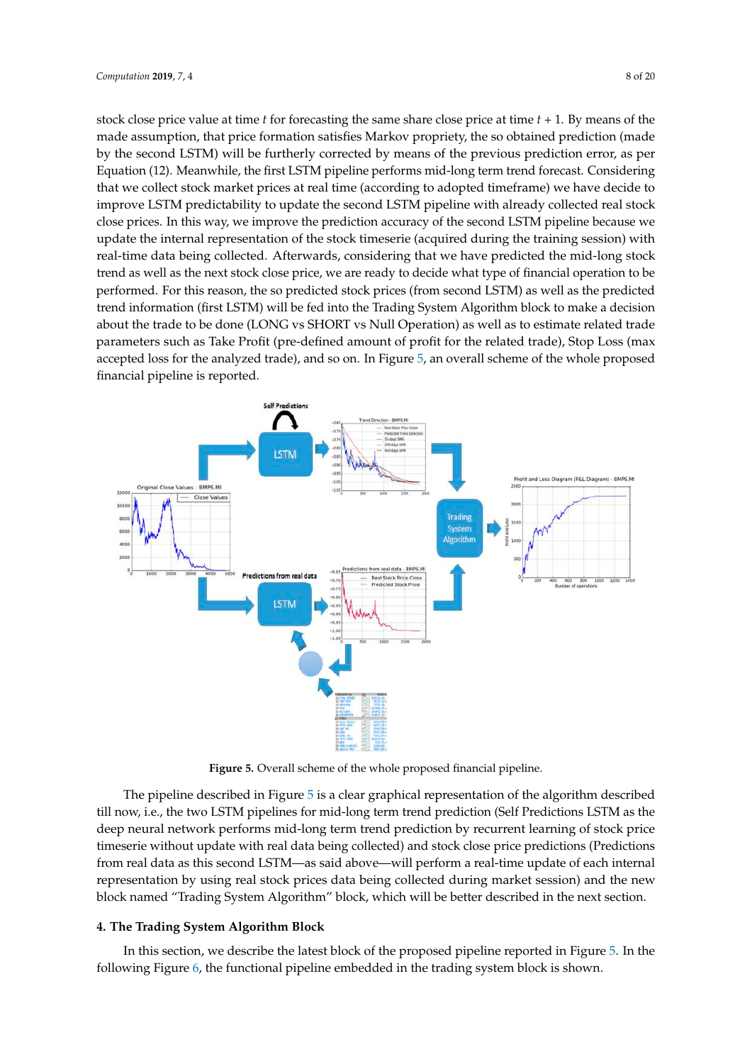stock close price value at time $t$ for forecasting the same share close price at time $t + 1$. By means of the made assumption, that price formation satisfies Markov propriety, the so obtained prediction (made by the second LSTM) will be furtherly corrected by means of the previous prediction error, as per Equation (12). Meanwhile, the first LSTM pipeline performs mid-long term trend forecast. Considering that we collect stock market prices at real time (according to adopted timeframe) we have decide to improve LSTM predictability to update the second LSTM pipeline with already collected real stock close prices. In this way, we improve the prediction accuracy of the second LSTM pipeline because we update the internal representation of the stock timeserie (acquired during the training session) with real-time data being collected. Afterwards, considering that we have predicted the mid-long stock trend as well as the next stock close price, we are ready to decide what type of financial operation to be performed. For this reason, the so predicted stock prices (from second LSTM) as well as the predicted trend information (first LSTM) will be fed into the Trading System Algorithm block to make a decision about the trade to be done (LONG vs SHORT vs Null Operation) as well as to estimate related trade parameters such as Take Profit (pre-defined amount of profit for the related trade), Stop Loss (max accepted loss for the analyzed trade), and so on. In Figure 5, an overall scheme of the whole proposed financial pipeline is reported.

**Figure 5.** Overall scheme of the whole proposed financial pipeline.

The pipeline described in Figure 5 is a clear graphical representation of the algorithm described till now, i.e., the two LSTM pipelines for mid-long term trend prediction (Self Predictions LSTM as the deep neural network performs mid-long term trend prediction by recurrent learning of stock price timeserie without update with real data being collected) and stock close price predictions (Predictions from real data as this second LSTM—as said above—will perform a real-time update of each internal representation by using real stock prices data being collected during market session) and the new block named "Trading System Algorithm" block, which will be better described in the next section.

## 4. The Trading System Algorithm Block

In this section, we describe the latest block of the proposed pipeline reported in Figure 5. In the following Figure 6, the functional pipeline embedded in the trading system block is shown.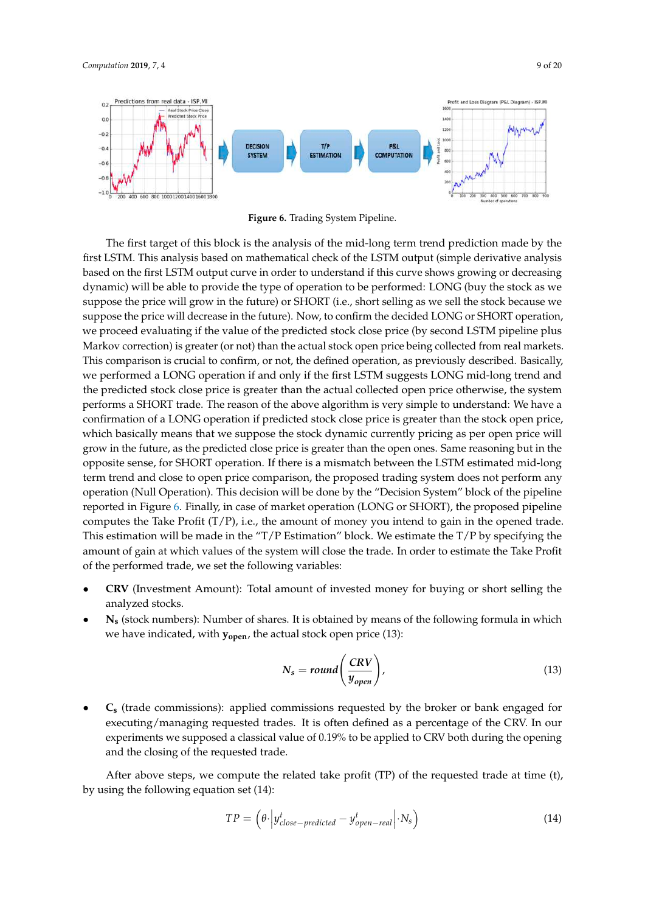**Figure 6.** Trading System Pipeline.

The first target of this block is the analysis of the mid-long term trend prediction made by the first LSTM. This analysis based on mathematical check of the LSTM output (simple derivative analysis based on the first LSTM output curve in order to understand if this curve shows growing or decreasing dynamic) will be able to provide the type of operation to be performed: LONG (buy the stock as we suppose the price will grow in the future) or SHORT (i.e., short selling as we sell the stock because we suppose the price will decrease in the future). Now, to confirm the decided LONG or SHORT operation, we proceed evaluating if the value of the predicted stock close price (by second LSTM pipeline plus Markov correction) is greater (or not) than the actual stock open price being collected from real markets. This comparison is crucial to confirm, or not, the defined operation, as previously described. Basically, we performed a LONG operation if and only if the first LSTM suggests LONG mid-long trend and the predicted stock close price is greater than the actual collected open price otherwise, the system performs a SHORT trade. The reason of the above algorithm is very simple to understand: We have a confirmation of a LONG operation if predicted stock close price is greater than the stock open price, which basically means that we suppose the stock dynamic currently pricing as per open price will grow in the future, as the predicted close price is greater than the open ones. Same reasoning but in the opposite sense, for SHORT operation. If there is a mismatch between the LSTM estimated mid-long term trend and close to open price comparison, the proposed trading system does not perform any operation (Null Operation). This decision will be done by the "Decision System" block of the pipeline reported in Figure 6. Finally, in case of market operation (LONG or SHORT), the proposed pipeline computes the Take Profit (T/P), i.e., the amount of money you intend to gain in the opened trade. This estimation will be made in the "T/P Estimation" block. We estimate the T/P by specifying the amount of gain at which values of the system will close the trade. In order to estimate the Take Profit of the performed trade, we set the following variables:

- **CRV** (Investment Amount): Total amount of invested money for buying or short selling the analyzed stocks.
- $\mathbf{N_s}$ (stock numbers): Number of shares. It is obtained by means of the following formula in which we have indicated, with $\mathbf{y_{open}}$, the actual stock open price (13):

$$N_s = round\left(\frac{CRV}{y_{open}}\right), \tag{13}$$

- $\mathbf{C_s}$ (trade commissions): applied commissions requested by the broker or bank engaged for executing/managing requested trades. It is often defined as a percentage of the CRV. In our experiments we supposed a classical value of 0.19% to be applied to CRV both during the opening and the closing of the requested trade.

After above steps, we compute the related take profit (TP) of the requested trade at time (t), by using the following equation set (14):

$$TP = \left(\theta \cdot \left| y^t_{close-predicted} - y^t_{open-real} \right| \cdot N_s\right) \tag{14}$$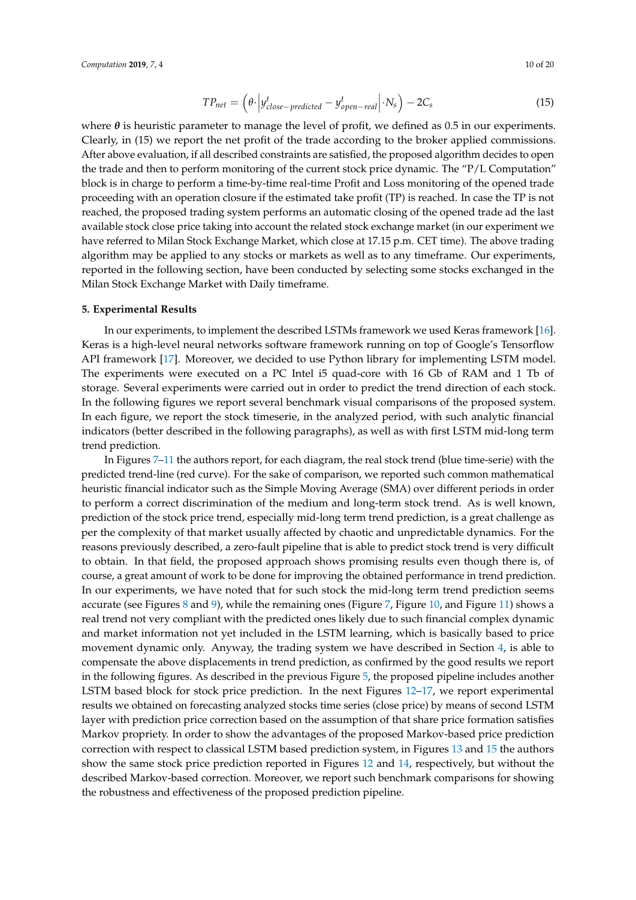$$TP_{net} = \left(\theta \cdot \left| y^t_{close-predicted} - y^t_{open-real} \right| \cdot N_s \right) - 2C_s \tag{15}$$

where $\boldsymbol{\theta}$ is heuristic parameter to manage the level of profit, we defined as 0.5 in our experiments. Clearly, in (15) we report the net profit of the trade according to the broker applied commissions. After above evaluation, if all described constraints are satisfied, the proposed algorithm decides to open the trade and then to perform monitoring of the current stock price dynamic. The "P/L Computation" block is in charge to perform a time-by-time real-time Profit and Loss monitoring of the opened trade proceeding with an operation closure if the estimated take profit (TP) is reached. In case the TP is not reached, the proposed trading system performs an automatic closing of the opened trade ad the last available stock close price taking into account the related stock exchange market (in our experiment we have referred to Milan Stock Exchange Market, which close at 17.15 p.m. CET time). The above trading algorithm may be applied to any stocks or markets as well as to any timeframe. Our experiments, reported in the following section, have been conducted by selecting some stocks exchanged in the Milan Stock Exchange Market with Daily timeframe.

## 5. Experimental Results

In our experiments, to implement the described LSTMs framework we used Keras framework [16]. Keras is a high-level neural networks software framework running on top of Google's Tensorflow API framework [17]. Moreover, we decided to use Python library for implementing LSTM model. The experiments were executed on a PC Intel i5 quad-core with 16 Gb of RAM and 1 Tb of storage. Several experiments were carried out in order to predict the trend direction of each stock. In the following figures we report several benchmark visual comparisons of the proposed system. In each figure, we report the stock timeserie, in the analyzed period, with such analytic financial indicators (better described in the following paragraphs), as well as with first LSTM mid-long term trend prediction.

In Figures 7–11 the authors report, for each diagram, the real stock trend (blue time-serie) with the predicted trend-line (red curve). For the sake of comparison, we reported such common mathematical heuristic financial indicator such as the Simple Moving Average (SMA) over different periods in order to perform a correct discrimination of the medium and long-term stock trend. As is well known, prediction of the stock price trend, especially mid-long term trend prediction, is a great challenge as per the complexity of that market usually affected by chaotic and unpredictable dynamics. For the reasons previously described, a zero-fault pipeline that is able to predict stock trend is very difficult to obtain. In that field, the proposed approach shows promising results even though there is, of course, a great amount of work to be done for improving the obtained performance in trend prediction. In our experiments, we have noted that for such stock the mid-long term trend prediction seems accurate (see Figures 8 and 9), while the remaining ones (Figure 7, Figure 10, and Figure 11) shows a real trend not very compliant with the predicted ones likely due to such financial complex dynamic and market information not yet included in the LSTM learning, which is basically based to price movement dynamic only. Anyway, the trading system we have described in Section 4, is able to compensate the above displacements in trend prediction, as confirmed by the good results we report in the following figures. As described in the previous Figure 5, the proposed pipeline includes another LSTM based block for stock price prediction. In the next Figures 12–17, we report experimental results we obtained on forecasting analyzed stocks time series (close price) by means of second LSTM layer with prediction price correction based on the assumption of that share price formation satisfies Markov propriety. In order to show the advantages of the proposed Markov-based price prediction correction with respect to classical LSTM based prediction system, in Figures 13 and 15 the authors show the same stock price prediction reported in Figures 12 and 14, respectively, but without the described Markov-based correction. Moreover, we report such benchmark comparisons for showing the robustness and effectiveness of the proposed prediction pipeline.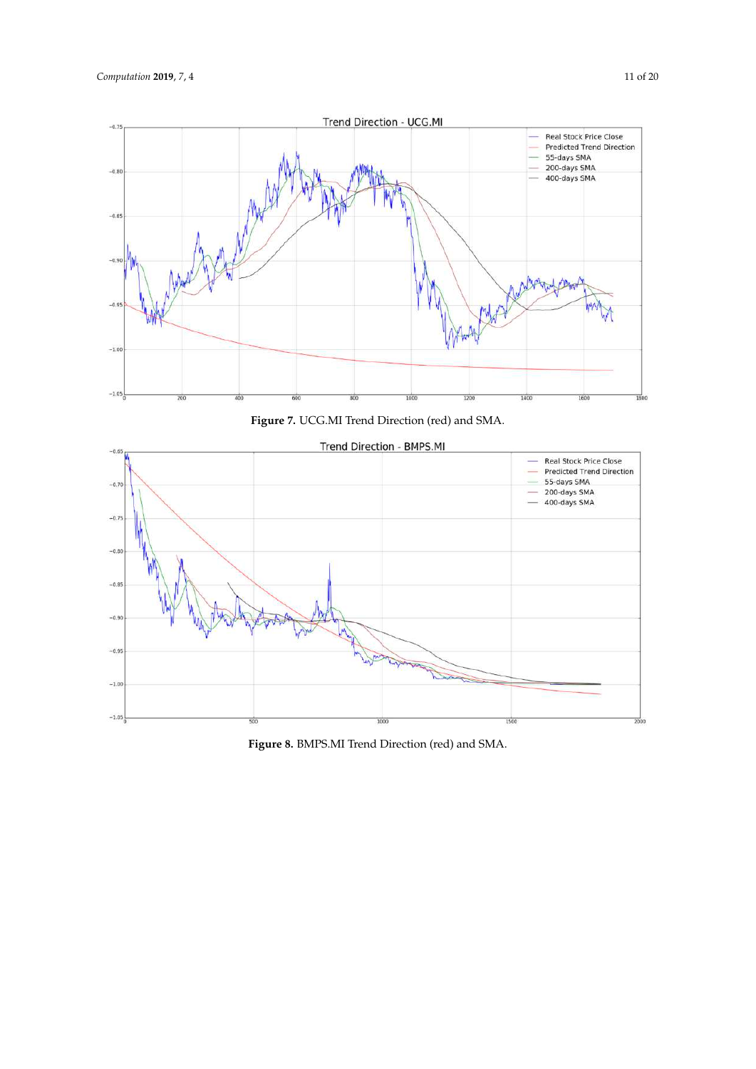**Figure 7.** UCG.MI Trend Direction (red) and SMA.

**Figure 8.** BMPS.MI Trend Direction (red) and SMA.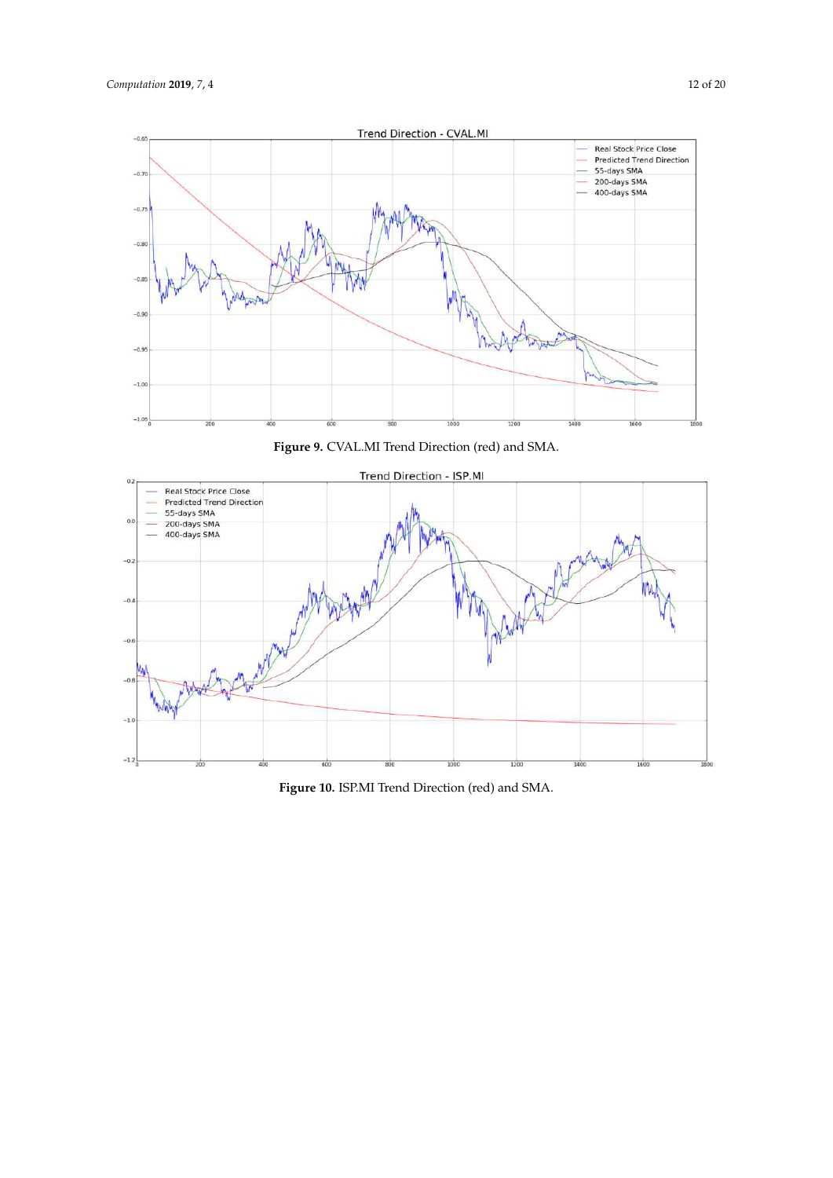**Figure 9.** CVAL.MI Trend Direction (red) and SMA.

**Figure 10.** ISP.MI Trend Direction (red) and SMA.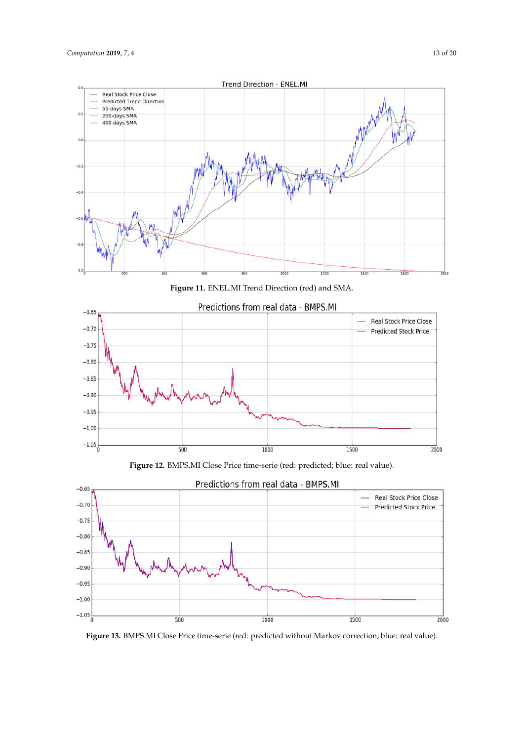**Figure 11.** ENEL.MI Trend Direction (red) and SMA.

**Figure 12.** BMPS.MI Close Price time-serie (red: predicted; blue: real value).

**Figure 13.** BMPS.MI Close Price time-serie (red: predicted without Markov correction; blue: real value).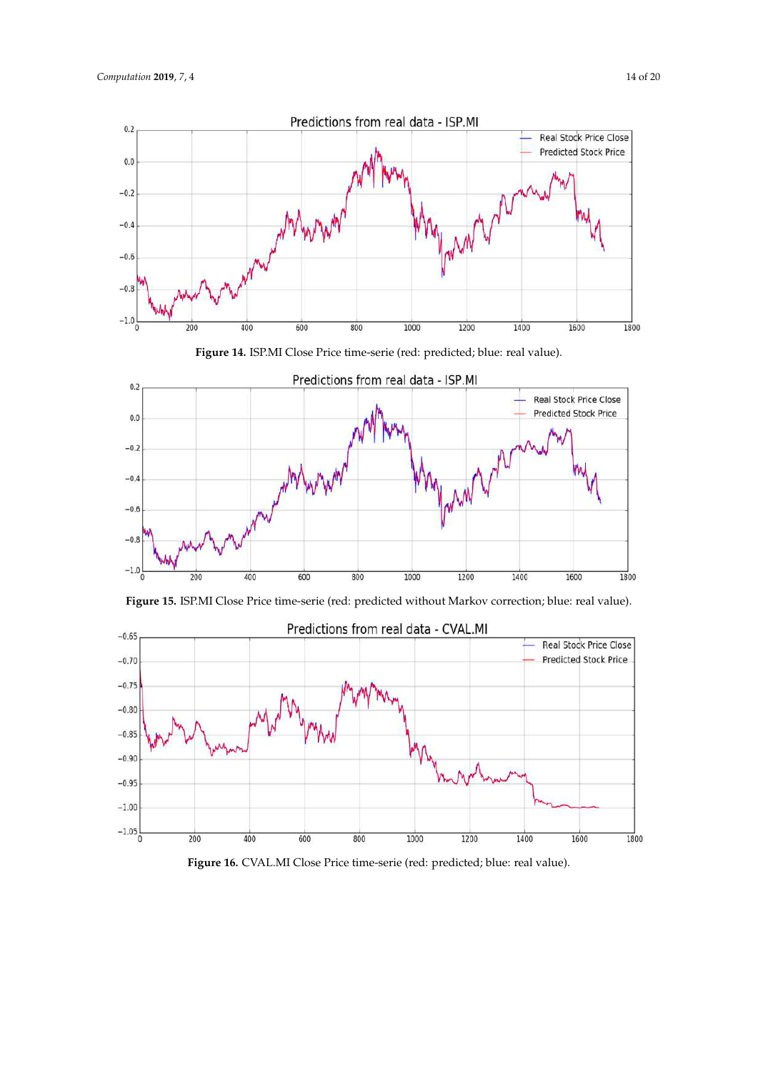**Figure 14.** ISP.MI Close Price time-serie (red: predicted; blue: real value).

**Figure 15.** ISP.MI Close Price time-serie (red: predicted without Markov correction; blue: real value).

**Figure 16.** CVAL.MI Close Price time-serie (red: predicted; blue: real value).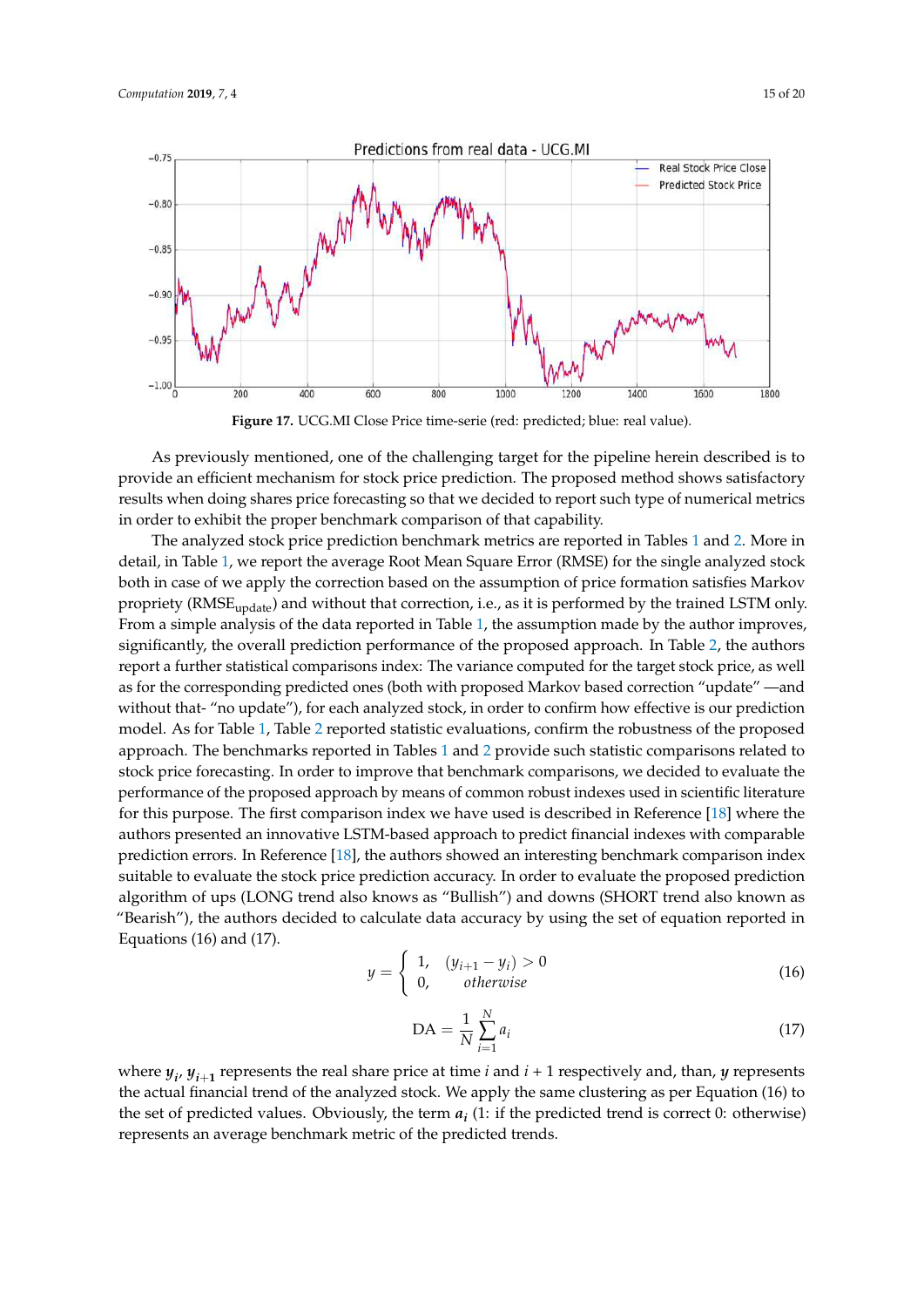Figure 17. UCG.MI Close Price time-serie (red: predicted; blue: real value).

As previously mentioned, one of the challenging target for the pipeline herein described is to provide an efficient mechanism for stock price prediction. The proposed method shows satisfactory results when doing shares price forecasting so that we decided to report such type of numerical metrics in order to exhibit the proper benchmark comparison of that capability.

The analyzed stock price prediction benchmark metrics are reported in Tables 1 and 2. More in detail, in Table 1, we report the average Root Mean Square Error (RMSE) for the single analyzed stock both in case of we apply the correction based on the assumption of price formation satisfies Markov propriety ($RMSE_{update}$) and without that correction, i.e., as it is performed by the trained LSTM only. From a simple analysis of the data reported in Table 1, the assumption made by the author improves, significantly, the overall prediction performance of the proposed approach. In Table 2, the authors report a further statistical comparisons index: The variance computed for the target stock price, as well as for the corresponding predicted ones (both with proposed Markov based correction "update" —and without that- "no update"), for each analyzed stock, in order to confirm how effective is our prediction model. As for Table 1, Table 2 reported statistic evaluations, confirm the robustness of the proposed approach. The benchmarks reported in Tables 1 and 2 provide such statistic comparisons related to stock price forecasting. In order to improve that benchmark comparisons, we decided to evaluate the performance of the proposed approach by means of common robust indexes used in scientific literature for this purpose. The first comparison index we have used is described in Reference [18] where the authors presented an innovative LSTM-based approach to predict financial indexes with comparable prediction errors. In Reference [18], the authors showed an interesting benchmark comparison index suitable to evaluate the stock price prediction accuracy. In order to evaluate the proposed prediction algorithm of ups (LONG trend also knows as "Bullish") and downs (SHORT trend also known as "Bearish"), the authors decided to calculate data accuracy by using the set of equation reported in Equations (16) and (17).

$$y = \begin{cases} 1, & (y_{i+1} - y_i) > 0 \\ 0, & otherwise \end{cases} \tag{16}$$

$$\text{DA} = \frac{1}{N} \sum_{i=1}^{N} a_i \tag{17}$$

where $\boldsymbol{y_i}$, $\boldsymbol{y_{i+1}}$ represents the real share price at time $i$ and $i + 1$ respectively and, than, $\boldsymbol{y}$ represents the actual financial trend of the analyzed stock. We apply the same clustering as per Equation (16) to the set of predicted values. Obviously, the term $\boldsymbol{a_i}$ (1: if the predicted trend is correct 0: otherwise) represents an average benchmark metric of the predicted trends.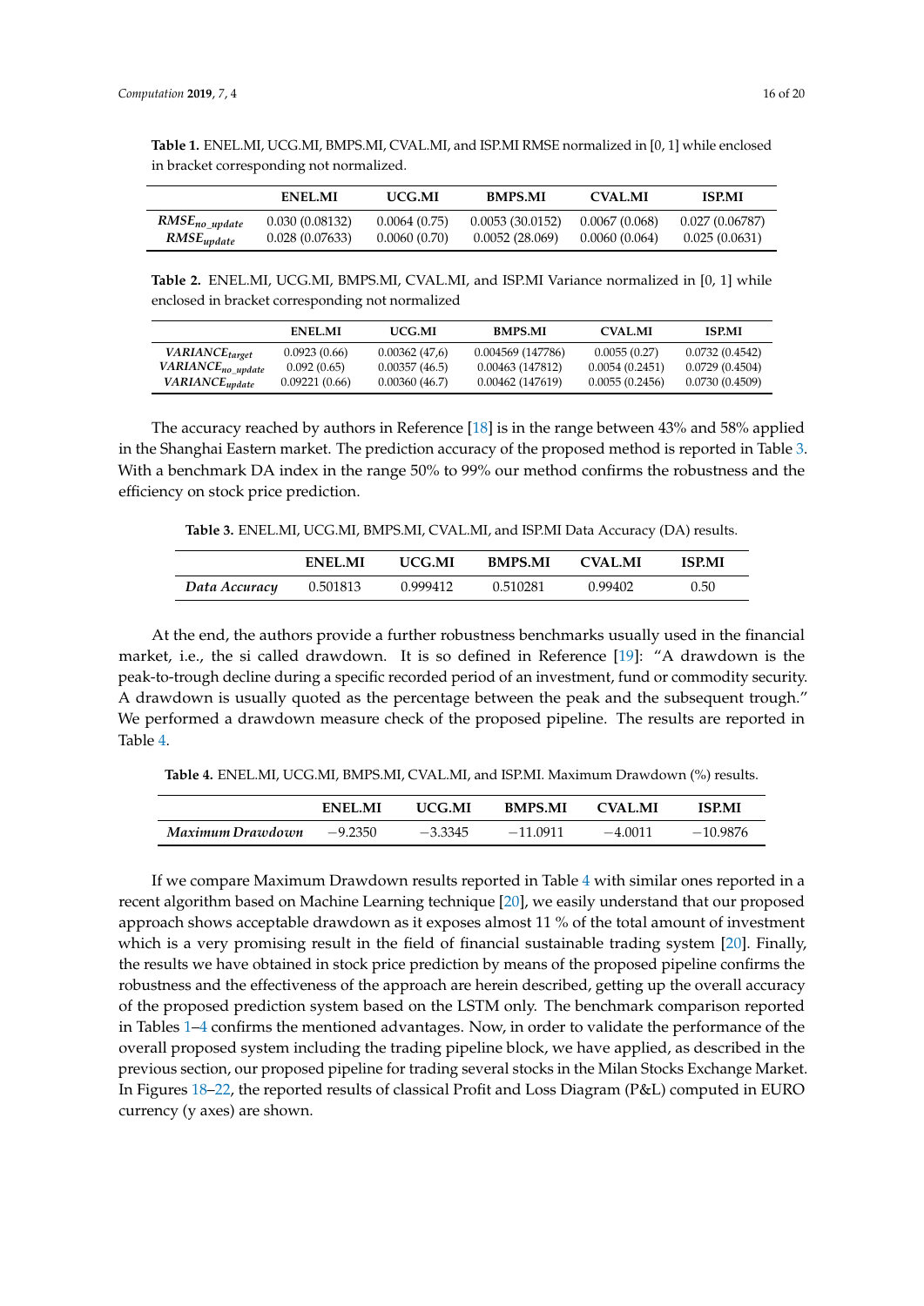**Table 1.** ENEL.MI, UCG.MI, BMPS.MI, CVAL.MI, and ISP.MI RMSE normalized in [0, 1] while enclosed in bracket corresponding not normalized.

| | ENEL.MI | UCG.MI | BMPS.MI | CVAL.MI | ISP.MI |
|---|---|---|---|---|---|
| $RMSE_{no\_update}$ | 0.030 (0.08132) | 0.0064 (0.75) | 0.0053 (30.0152) | 0.0067 (0.068) | 0.027 (0.06787) |
| $RMSE_{update}$ | 0.028 (0.07633) | 0.0060 (0.70) | 0.0052 (28.069) | 0.0060 (0.064) | 0.025 (0.0631) |

**Table 2.** ENEL.MI, UCG.MI, BMPS.MI, CVAL.MI, and ISP.MI Variance normalized in [0, 1] while enclosed in bracket corresponding not normalized

| | ENEL.MI | UCG.MI | BMPS.MI | CVAL.MI | ISP.MI |
|---|---|---|---|---|---|
| $VARIANCE_{target}$ | 0.0923 (0.66) | 0.00362 (47,6) | 0.004569 (147786) | 0.0055 (0.27) | 0.0732 (0.4542) |
| $VARIANCE_{no\_update}$ | 0.092 (0.65) | 0.00357 (46.5) | 0.00463 (147812) | 0.0054 (0.2451) | 0.0729 (0.4504) |
| $VARIANCE_{update}$ | 0.09221 (0.66) | 0.00360 (46.7) | 0.00462 (147619) | 0.0055 (0.2456) | 0.0730 (0.4509) |

The accuracy reached by authors in Reference [18] is in the range between 43% and 58% applied in the Shanghai Eastern market. The prediction accuracy of the proposed method is reported in Table 3. With a benchmark DA index in the range 50% to 99% our method confirms the robustness and the efficiency on stock price prediction.

**Table 3.** ENEL.MI, UCG.MI, BMPS.MI, CVAL.MI, and ISP.MI Data Accuracy (DA) results.

| | ENEL.MI | UCG.MI | BMPS.MI | CVAL.MI | ISP.MI |
|---|---|---|---|---|---|
| *Data Accuracy* | 0.501813 | 0.999412 | 0.510281 | 0.99402 | 0.50 |

At the end, the authors provide a further robustness benchmarks usually used in the financial market, i.e., the si called drawdown. It is so defined in Reference [19]: "A drawdown is the peak-to-trough decline during a specific recorded period of an investment, fund or commodity security. A drawdown is usually quoted as the percentage between the peak and the subsequent trough." We performed a drawdown measure check of the proposed pipeline. The results are reported in Table 4.

**Table 4.** ENEL.MI, UCG.MI, BMPS.MI, CVAL.MI, and ISP.MI. Maximum Drawdown (%) results.

| | ENEL.MI | UCG.MI | BMPS.MI | CVAL.MI | ISP.MI |
|---|---|---|---|---|---|
| *Maximum Drawdown* | −9.2350 | −3.3345 | −11.0911 | −4.0011 | −10.9876 |

If we compare Maximum Drawdown results reported in Table 4 with similar ones reported in a recent algorithm based on Machine Learning technique [20], we easily understand that our proposed approach shows acceptable drawdown as it exposes almost 11 % of the total amount of investment which is a very promising result in the field of financial sustainable trading system [20]. Finally, the results we have obtained in stock price prediction by means of the proposed pipeline confirms the robustness and the effectiveness of the approach are herein described, getting up the overall accuracy of the proposed prediction system based on the LSTM only. The benchmark comparison reported in Tables 1–4 confirms the mentioned advantages. Now, in order to validate the performance of the overall proposed system including the trading pipeline block, we have applied, as described in the previous section, our proposed pipeline for trading several stocks in the Milan Stocks Exchange Market. In Figures 18–22, the reported results of classical Profit and Loss Diagram (P&L) computed in EURO currency (y axes) are shown.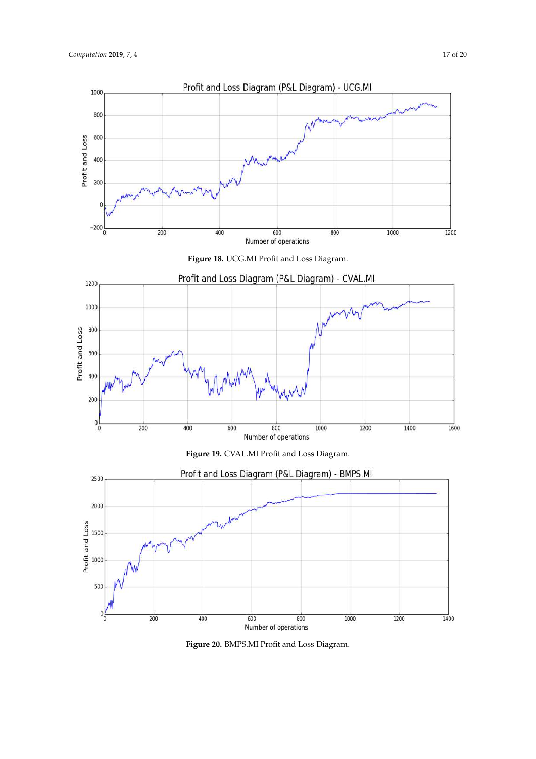Figure 18. UCG.MI Profit and Loss Diagram.

Figure 19. CVAL.MI Profit and Loss Diagram.

Figure 20. BMPS.MI Profit and Loss Diagram.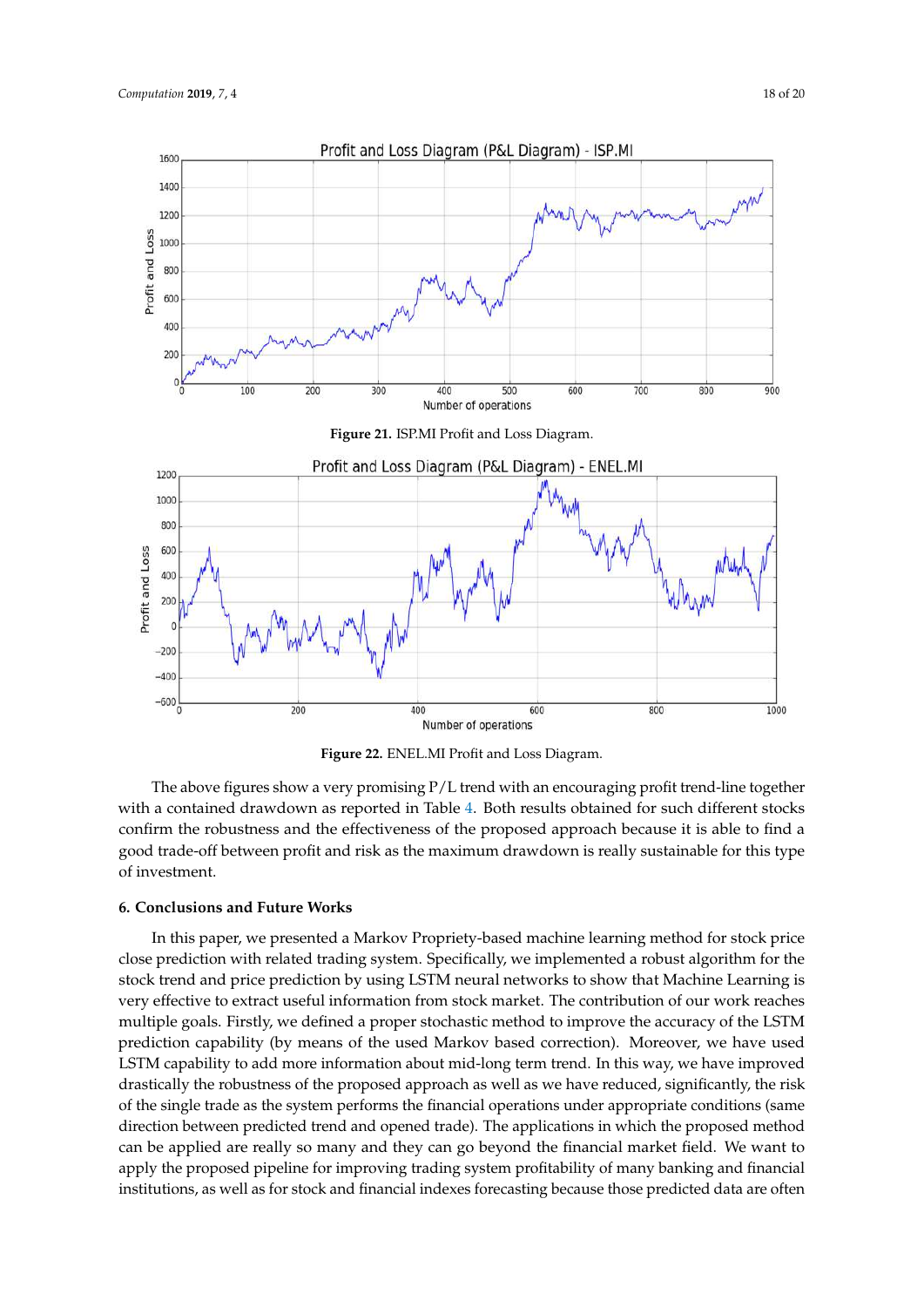Figure 21. ISP.MI Profit and Loss Diagram.

Figure 22. ENEL.MI Profit and Loss Diagram.

The above figures show a very promising P/L trend with an encouraging profit trend-line together with a contained drawdown as reported in Table 4. Both results obtained for such different stocks confirm the robustness and the effectiveness of the proposed approach because it is able to find a good trade-off between profit and risk as the maximum drawdown is really sustainable for this type of investment.

## 6. Conclusions and Future Works

In this paper, we presented a Markov Propriety-based machine learning method for stock price close prediction with related trading system. Specifically, we implemented a robust algorithm for the stock trend and price prediction by using LSTM neural networks to show that Machine Learning is very effective to extract useful information from stock market. The contribution of our work reaches multiple goals. Firstly, we defined a proper stochastic method to improve the accuracy of the LSTM prediction capability (by means of the used Markov based correction). Moreover, we have used LSTM capability to add more information about mid-long term trend. In this way, we have improved drastically the robustness of the proposed approach as well as we have reduced, significantly, the risk of the single trade as the system performs the financial operations under appropriate conditions (same direction between predicted trend and opened trade). The applications in which the proposed method can be applied are really so many and they can go beyond the financial market field. We want to apply the proposed pipeline for improving trading system profitability of many banking and financial institutions, as well as for stock and financial indexes forecasting because those predicted data are often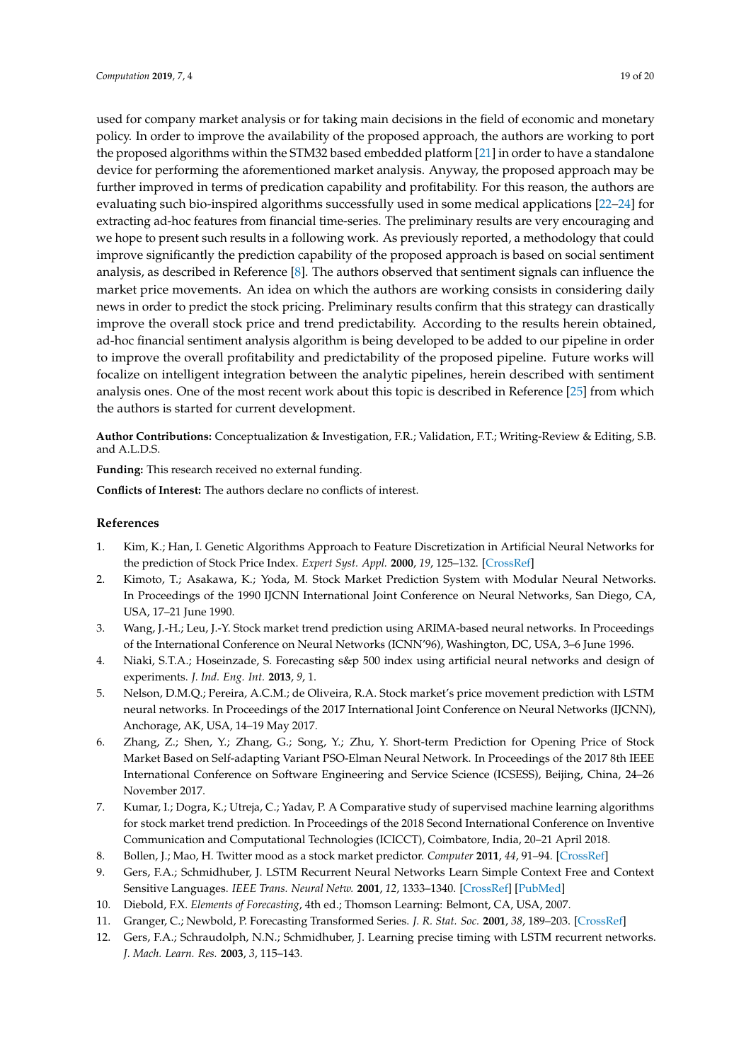used for company market analysis or for taking main decisions in the field of economic and monetary policy. In order to improve the availability of the proposed approach, the authors are working to port the proposed algorithms within the STM32 based embedded platform [21] in order to have a standalone device for performing the aforementioned market analysis. Anyway, the proposed approach may be further improved in terms of predication capability and profitability. For this reason, the authors are evaluating such bio-inspired algorithms successfully used in some medical applications [22–24] for extracting ad-hoc features from financial time-series. The preliminary results are very encouraging and we hope to present such results in a following work. As previously reported, a methodology that could improve significantly the prediction capability of the proposed approach is based on social sentiment analysis, as described in Reference [8]. The authors observed that sentiment signals can influence the market price movements. An idea on which the authors are working consists in considering daily news in order to predict the stock pricing. Preliminary results confirm that this strategy can drastically improve the overall stock price and trend predictability. According to the results herein obtained, ad-hoc financial sentiment analysis algorithm is being developed to be added to our pipeline in order to improve the overall profitability and predictability of the proposed pipeline. Future works will focalize on intelligent integration between the analytic pipelines, herein described with sentiment analysis ones. One of the most recent work about this topic is described in Reference [25] from which the authors is started for current development.

**Author Contributions:** Conceptualization & Investigation, F.R.; Validation, F.T.; Writing-Review & Editing, S.B. and A.L.D.S.

**Funding:** This research received no external funding.

**Conflicts of Interest:** The authors declare no conflicts of interest.

## References

1. Kim, K.; Han, I. Genetic Algorithms Approach to Feature Discretization in Artificial Neural Networks for the prediction of Stock Price Index. *Expert Syst. Appl.* **2000**, *19*, 125–132. [CrossRef]
2. Kimoto, T.; Asakawa, K.; Yoda, M. Stock Market Prediction System with Modular Neural Networks. In Proceedings of the 1990 IJCNN International Joint Conference on Neural Networks, San Diego, CA, USA, 17–21 June 1990.
3. Wang, J.-H.; Leu, J.-Y. Stock market trend prediction using ARIMA-based neural networks. In Proceedings of the International Conference on Neural Networks (ICNN'96), Washington, DC, USA, 3–6 June 1996.
4. Niaki, S.T.A.; Hoseinzade, S. Forecasting s&p 500 index using artificial neural networks and design of experiments. *J. Ind. Eng. Int.* **2013**, *9*, 1.
5. Nelson, D.M.Q.; Pereira, A.C.M.; de Oliveira, R.A. Stock market's price movement prediction with LSTM neural networks. In Proceedings of the 2017 International Joint Conference on Neural Networks (IJCNN), Anchorage, AK, USA, 14–19 May 2017.
6. Zhang, Z.; Shen, Y.; Zhang, G.; Song, Y.; Zhu, Y. Short-term Prediction for Opening Price of Stock Market Based on Self-adapting Variant PSO-Elman Neural Network. In Proceedings of the 2017 8th IEEE International Conference on Software Engineering and Service Science (ICSESS), Beijing, China, 24–26 November 2017.
7. Kumar, I.; Dogra, K.; Utreja, C.; Yadav, P. A Comparative study of supervised machine learning algorithms for stock market trend prediction. In Proceedings of the 2018 Second International Conference on Inventive Communication and Computational Technologies (ICICCT), Coimbatore, India, 20–21 April 2018.
8. Bollen, J.; Mao, H. Twitter mood as a stock market predictor. *Computer* **2011**, *44*, 91–94. [CrossRef]
9. Gers, F.A.; Schmidhuber, J. LSTM Recurrent Neural Networks Learn Simple Context Free and Context Sensitive Languages. *IEEE Trans. Neural Netw.* **2001**, *12*, 1333–1340. [CrossRef] [PubMed]
10. Diebold, F.X. *Elements of Forecasting*, 4th ed.; Thomson Learning: Belmont, CA, USA, 2007.
11. Granger, C.; Newbold, P. Forecasting Transformed Series. *J. R. Stat. Soc.* **2001**, *38*, 189–203. [CrossRef]
12. Gers, F.A.; Schraudolph, N.N.; Schmidhuber, J. Learning precise timing with LSTM recurrent networks. *J. Mach. Learn. Res.* **2003**, *3*, 115–143.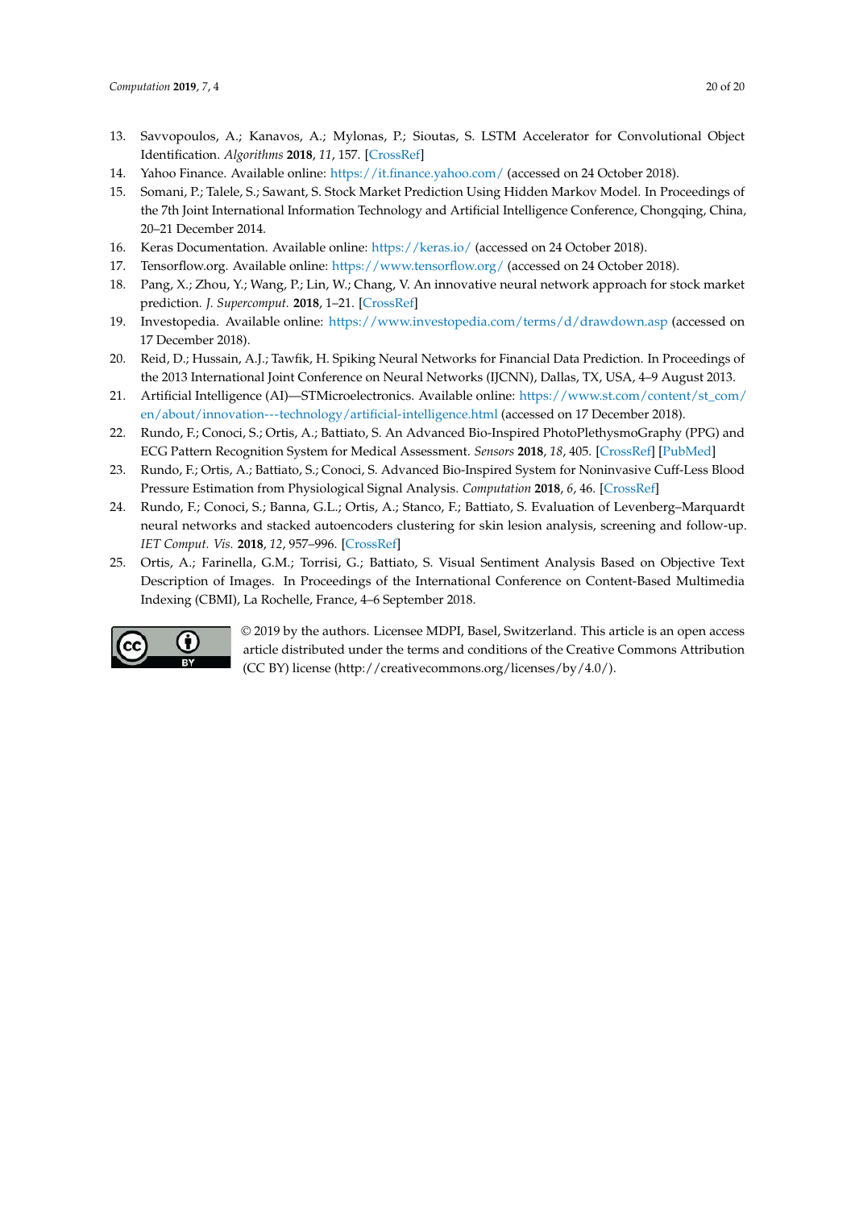13. Savvopoulos, A.; Kanavos, A.; Mylonas, P.; Sioutas, S. LSTM Accelerator for Convolutional Object Identification. *Algorithms* **2018**, *11*, 157. [CrossRef]
14. Yahoo Finance. Available online: https://it.finance.yahoo.com/ (accessed on 24 October 2018).
15. Somani, P.; Talele, S.; Sawant, S. Stock Market Prediction Using Hidden Markov Model. In Proceedings of the 7th Joint International Information Technology and Artificial Intelligence Conference, Chongqing, China, 20–21 December 2014.
16. Keras Documentation. Available online: https://keras.io/ (accessed on 24 October 2018).
17. Tensorflow.org. Available online: https://www.tensorflow.org/ (accessed on 24 October 2018).
18. Pang, X.; Zhou, Y.; Wang, P.; Lin, W.; Chang, V. An innovative neural network approach for stock market prediction. *J. Supercomput.* **2018**, 1–21. [CrossRef]
19. Investopedia. Available online: https://www.investopedia.com/terms/d/drawdown.asp (accessed on 17 December 2018).
20. Reid, D.; Hussain, A.J.; Tawfik, H. Spiking Neural Networks for Financial Data Prediction. In Proceedings of the 2013 International Joint Conference on Neural Networks (IJCNN), Dallas, TX, USA, 4–9 August 2013.
21. Artificial Intelligence (AI)—STMicroelectronics. Available online: https://www.st.com/content/st_com/en/about/innovation---technology/artificial-intelligence.html (accessed on 17 December 2018).
22. Rundo, F.; Conoci, S.; Ortis, A.; Battiato, S. An Advanced Bio-Inspired PhotoPlethysmoGraphy (PPG) and ECG Pattern Recognition System for Medical Assessment. *Sensors* **2018**, *18*, 405. [CrossRef] [PubMed]
23. Rundo, F.; Ortis, A.; Battiato, S.; Conoci, S. Advanced Bio-Inspired System for Noninvasive Cuff-Less Blood Pressure Estimation from Physiological Signal Analysis. *Computation* **2018**, *6*, 46. [CrossRef]
24. Rundo, F.; Conoci, S.; Banna, G.L.; Ortis, A.; Stanco, F.; Battiato, S. Evaluation of Levenberg–Marquardt neural networks and stacked autoencoders clustering for skin lesion analysis, screening and follow-up. *IET Comput. Vis.* **2018**, *12*, 957–996. [CrossRef]
25. Ortis, A.; Farinella, G.M.; Torrisi, G.; Battiato, S. Visual Sentiment Analysis Based on Objective Text Description of Images. In Proceedings of the International Conference on Content-Based Multimedia Indexing (CBMI), La Rochelle, France, 4–6 September 2018.

© 2019 by the authors. Licensee MDPI, Basel, Switzerland. This article is an open access article distributed under the terms and conditions of the Creative Commons Attribution (CC BY) license (http://creativecommons.org/licenses/by/4.0/).